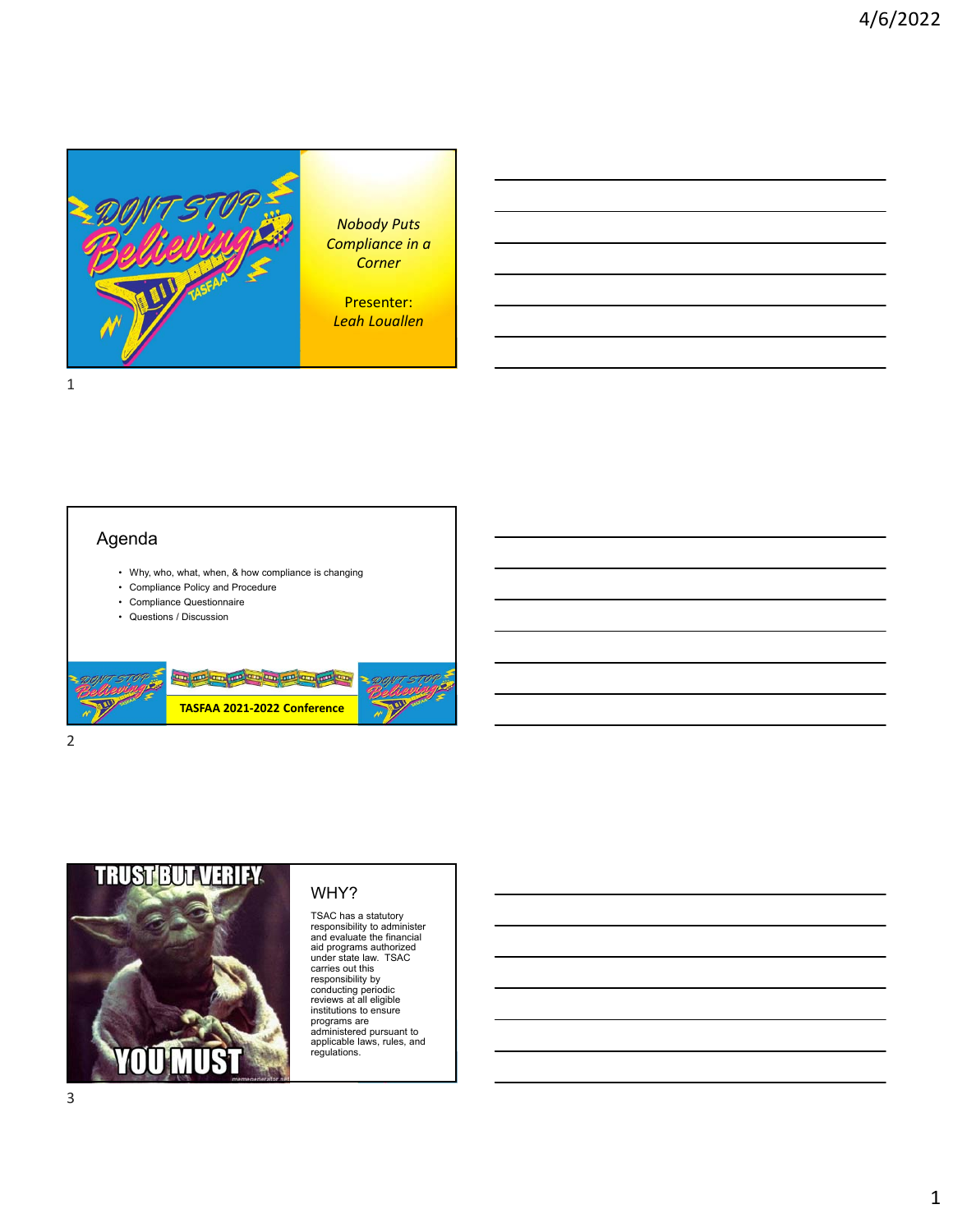Nobody Puts Compliance in a Corner

Presenter: *Leah Louallen*

## Agenda

- Why, who, what, when, & how compliance is changing
- Compliance Policy and Procedure
- Compliance Questionnaire
- Questions / Discussion

TASFAA 2021-2022 Conference

TRUST BUT VERIFY

YOU MUST

## WHY?

TSAC has a statutory responsibility to administer and evaluate the financial aid programs authorized under state law. TSAC carries out this responsibility by conducting periodic reviews at all eligible institutions to ensure programs are administered pursuant to applicable laws, rules, and regulations.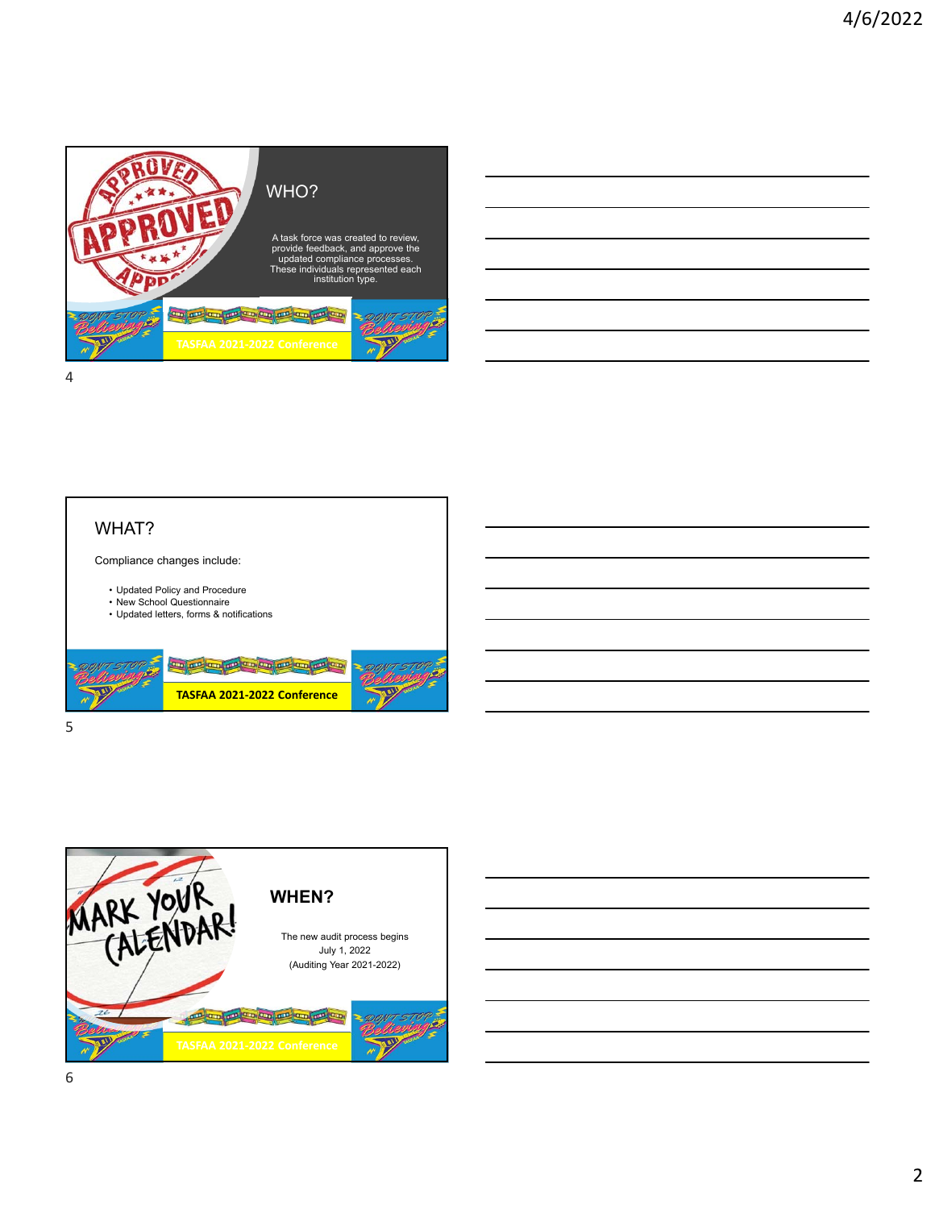## WHO?

A task force was created to review, provide feedback, and approve the updated compliance processes. These individuals represented each institution type.

TASFAA 2021-2022 Conference

## WHAT?

Compliance changes include:

- Updated Policy and Procedure
- New School Questionnaire
- Updated letters, forms & notifications

TASFAA 2021-2022 Conference

## WHEN?

The new audit process begins July 1, 2022 (Auditing Year 2021-2022)

TASFAA 2021-2022 Conference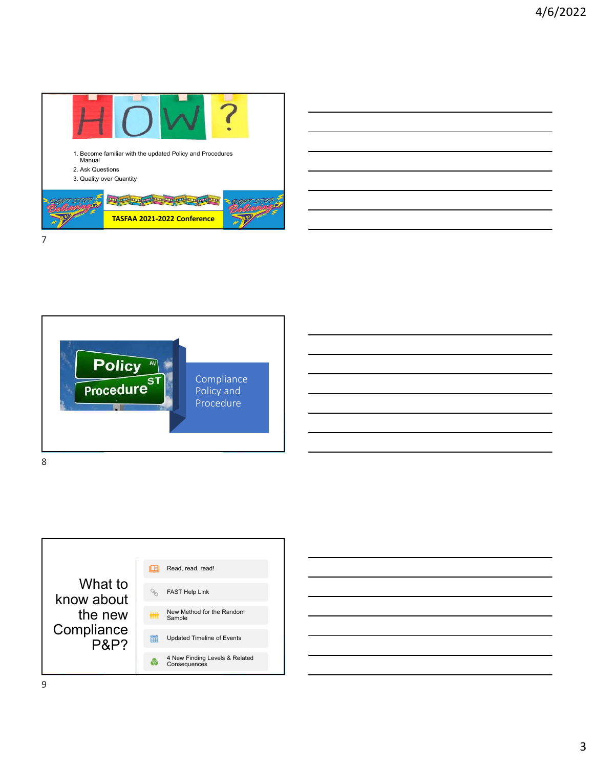# HOW?

1. Become familiar with the updated Policy and Procedures Manual
2. Ask Questions
3. Quality over Quantity

TASFAA 2021-2022 Conference

## Compliance Policy and Procedure

## What to know about the new Compliance P&P?

- Read, read, read!
- FAST Help Link
- New Method for the Random Sample
- Updated Timeline of Events
- 4 New Finding Levels & Related Consequences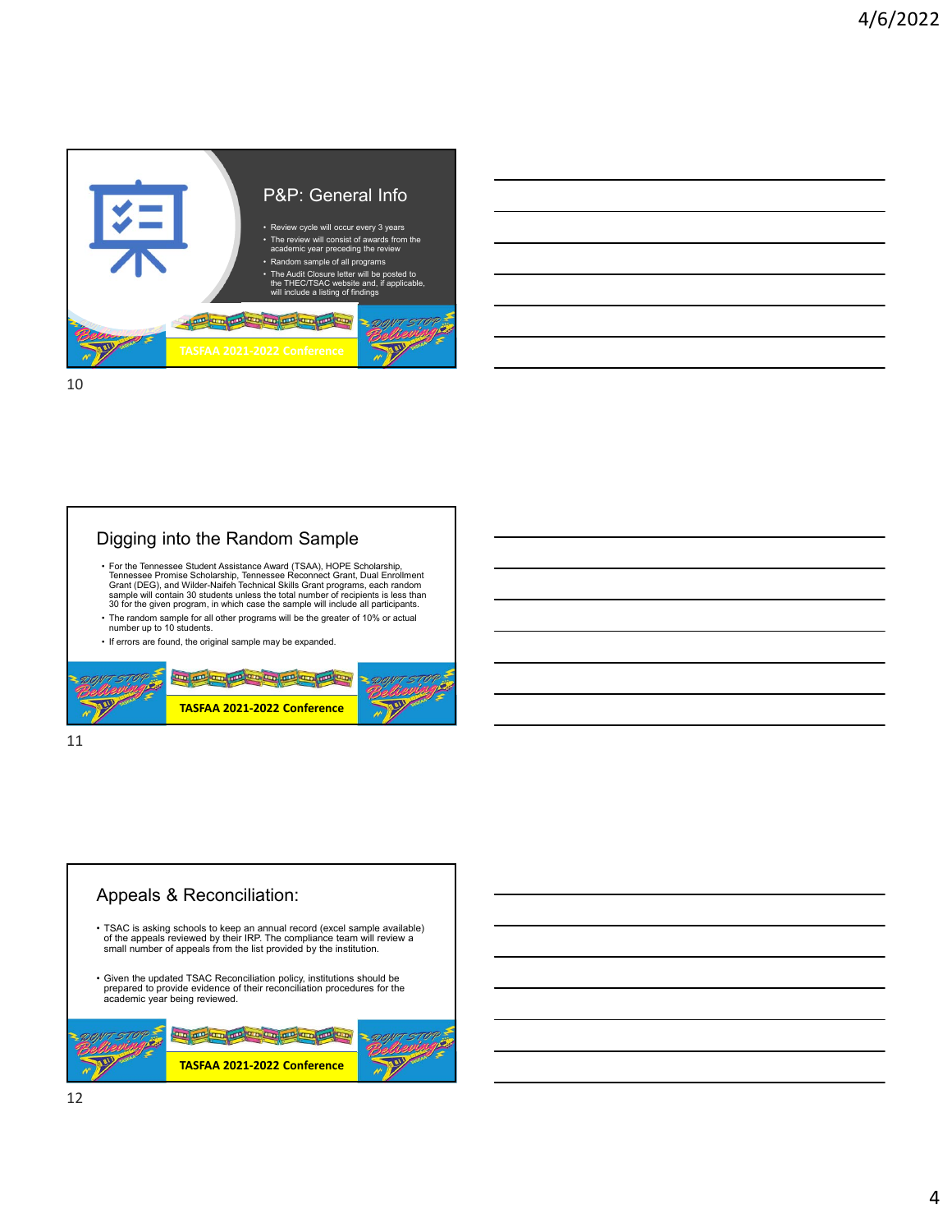## P&P: General Info

- Review cycle will occur every 3 years
- The review will consist of awards from the academic year preceding the review
- Random sample of all programs
- The Audit Closure letter will be posted to the THEC/TSAC website and, if applicable, will include a listing of findings

TASFAA 2021-2022 Conference

## Digging into the Random Sample

- For the Tennessee Student Assistance Award (TSAA), HOPE Scholarship, Tennessee Promise Scholarship, Tennessee Reconnect Grant, Dual Enrollment Grant (DEG), and Wilder-Naifeh Technical Skills Grant programs, each random sample will contain 30 students unless the total number of recipients is less than 30 for the given program, in which case the sample will include all participants.
- The random sample for all other programs will be the greater of 10% or actual number up to 10 students.
- If errors are found, the original sample may be expanded.

TASFAA 2021-2022 Conference

## Appeals & Reconciliation:

- TSAC is asking schools to keep an annual record (excel sample available) of the appeals reviewed by their IRP. The compliance team will review a small number of appeals from the list provided by the institution.
- Given the updated TSAC Reconciliation policy, institutions should be prepared to provide evidence of their reconciliation procedures for the academic year being reviewed.

TASFAA 2021-2022 Conference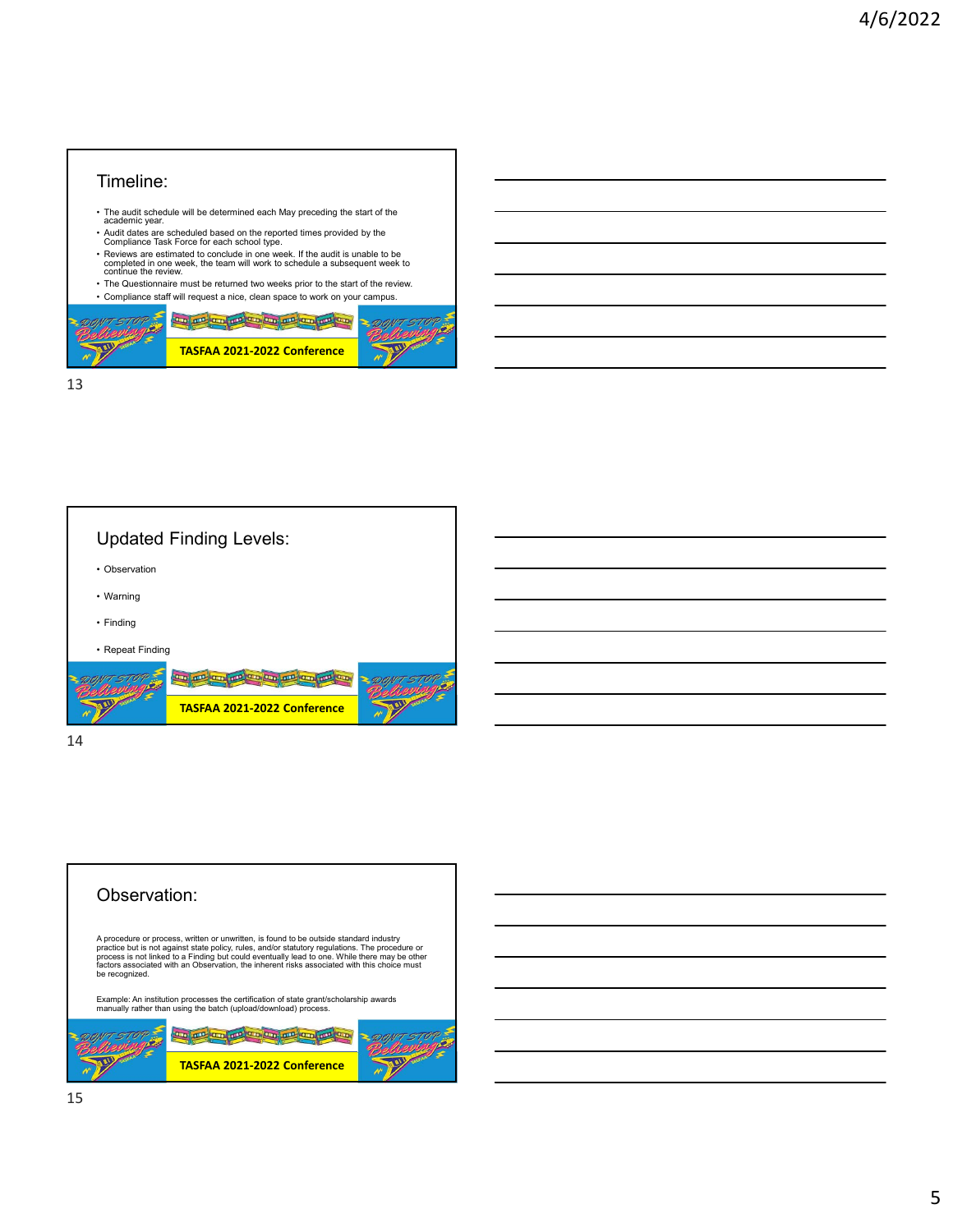## Timeline:

- The audit schedule will be determined each May preceding the start of the academic year.
- Audit dates are scheduled based on the reported times provided by the Compliance Task Force for each school type.
- Reviews are estimated to conclude in one week. If the audit is unable to be completed in one week, the team will work to schedule a subsequent week to continue the review.
- The Questionnaire must be returned two weeks prior to the start of the review.
- Compliance staff will request a nice, clean space to work on your campus.

TASFAA 2021-2022 Conference

## Updated Finding Levels:

- Observation
- Warning
- Finding
- Repeat Finding

TASFAA 2021-2022 Conference

## Observation:

A procedure or process, written or unwritten, is found to be outside standard industry practice but is not against state policy, rules, and/or statutory regulations. The procedure or process is not linked to a Finding but could eventually lead to one. While there may be other factors associated with an Observation, the inherent risks associated with this choice must be recognized.

Example: An institution processes the certification of state grant/scholarship awards manually rather than using the batch (upload/download) process.

TASFAA 2021-2022 Conference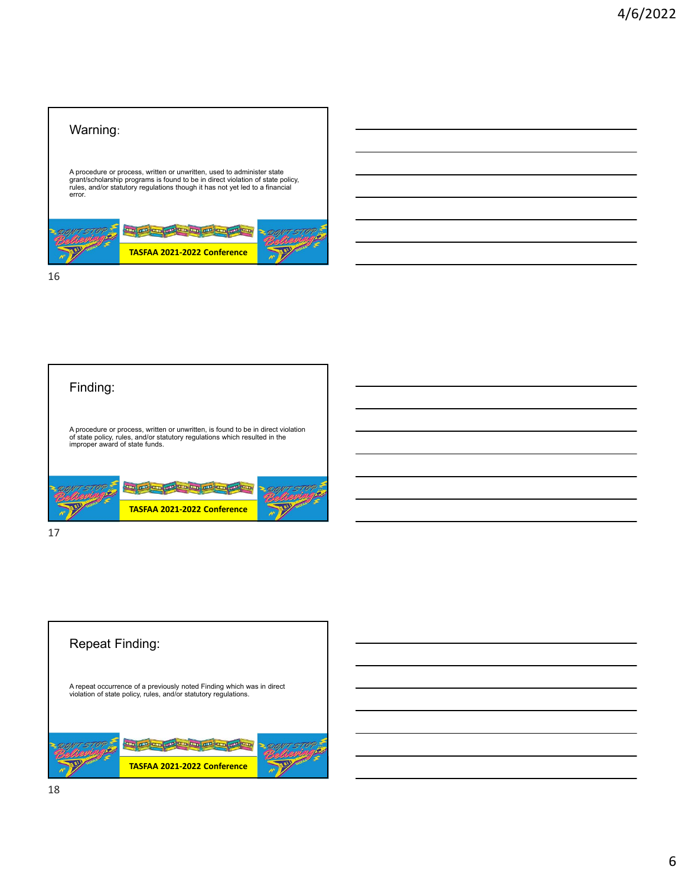## Warning:

A procedure or process, written or unwritten, used to administer state grant/scholarship programs is found to be in direct violation of state policy, rules, and/or statutory regulations though it has not yet led to a financial error.

TASFAA 2021-2022 Conference

## Finding:

A procedure or process, written or unwritten, is found to be in direct violation of state policy, rules, and/or statutory regulations which resulted in the improper award of state funds.

TASFAA 2021-2022 Conference

## Repeat Finding:

A repeat occurrence of a previously noted Finding which was in direct violation of state policy, rules, and/or statutory regulations.

TASFAA 2021-2022 Conference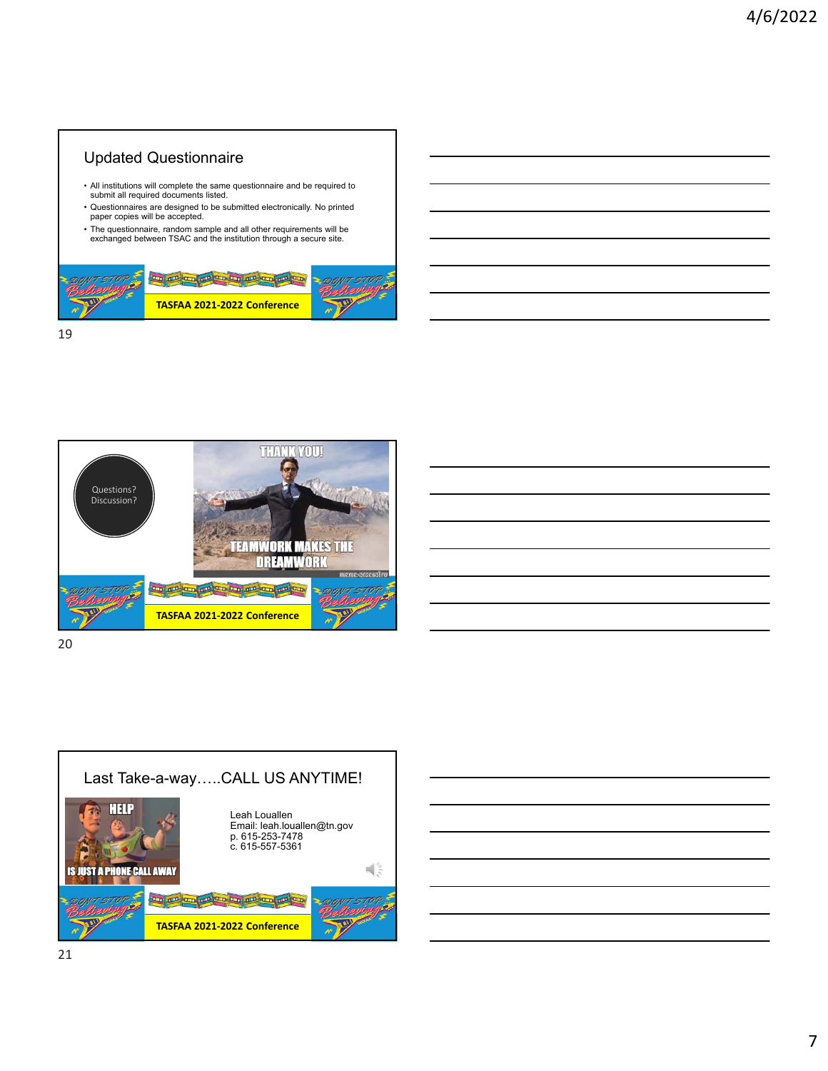## Updated Questionnaire

- All institutions will complete the same questionnaire and be required to submit all required documents listed.
- Questionnaires are designed to be submitted electronically. No printed paper copies will be accepted.
- The questionnaire, random sample and all other requirements will be exchanged between TSAC and the institution through a secure site.

TASFAA 2021-2022 Conference

19

Questions? Discussion?

THANK YOU!

TEAMWORK MAKES THE DREAMWORK

TASFAA 2021-2022 Conference

20

## Last Take-a-way…..CALL US ANYTIME!

HELP

IS JUST A PHONE CALL AWAY

Leah Louallen
Email: leah.louallen@tn.gov
p. 615-253-7478
c. 615-557-5361

TASFAA 2021-2022 Conference

21